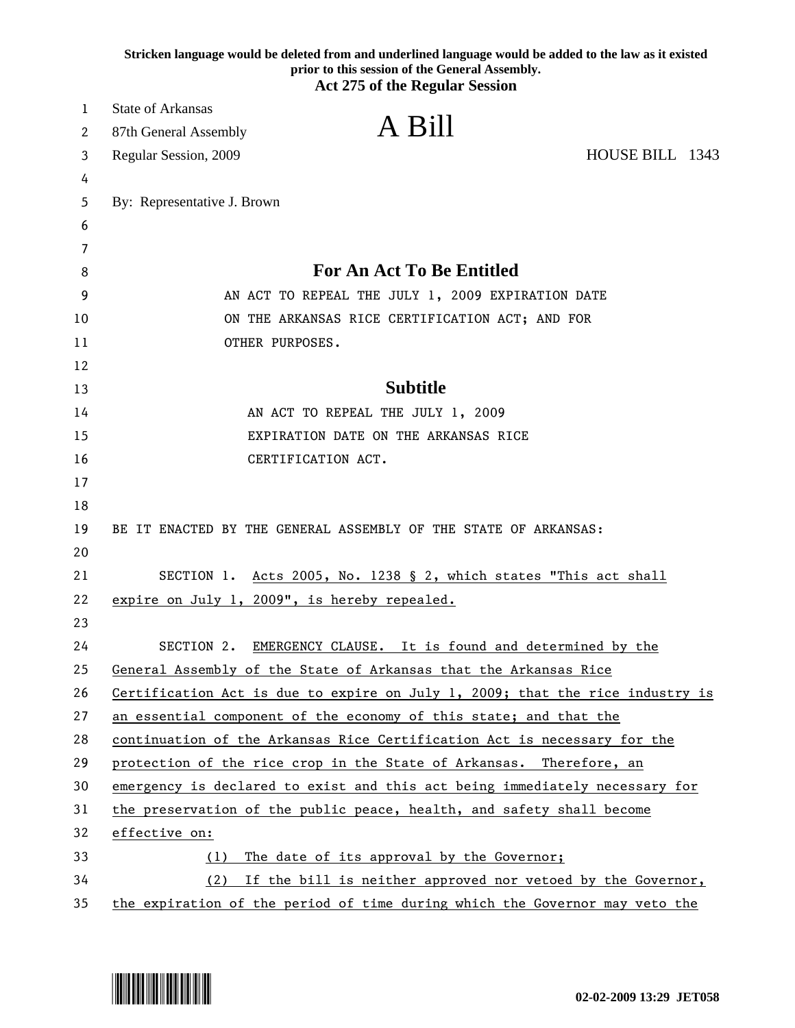Stricken language would be deleted from and underlined language would be added to the law as it existed prior to this session of the General Assembly.

**Act 275 of the Regular Session**

State of Arkansas
87th General Assembly
Regular Session, 2009

# A Bill

HOUSE BILL 1343

By: Representative J. Brown

## For An Act To Be Entitled

AN ACT TO REPEAL THE JULY 1, 2009 EXPIRATION DATE ON THE ARKANSAS RICE CERTIFICATION ACT; AND FOR OTHER PURPOSES.

## Subtitle

AN ACT TO REPEAL THE JULY 1, 2009 EXPIRATION DATE ON THE ARKANSAS RICE CERTIFICATION ACT.

BE IT ENACTED BY THE GENERAL ASSEMBLY OF THE STATE OF ARKANSAS:

SECTION 1. Acts 2005, No. 1238 § 2, which states "This act shall expire on July 1, 2009", is hereby repealed.

SECTION 2. EMERGENCY CLAUSE. It is found and determined by the General Assembly of the State of Arkansas that the Arkansas Rice Certification Act is due to expire on July 1, 2009; that the rice industry is an essential component of the economy of this state; and that the continuation of the Arkansas Rice Certification Act is necessary for the protection of the rice crop in the State of Arkansas. Therefore, an emergency is declared to exist and this act being immediately necessary for the preservation of the public peace, health, and safety shall become effective on:

(1) The date of its approval by the Governor;

(2) If the bill is neither approved nor vetoed by the Governor, the expiration of the period of time during which the Governor may veto the

02-02-2009 13:29 JET058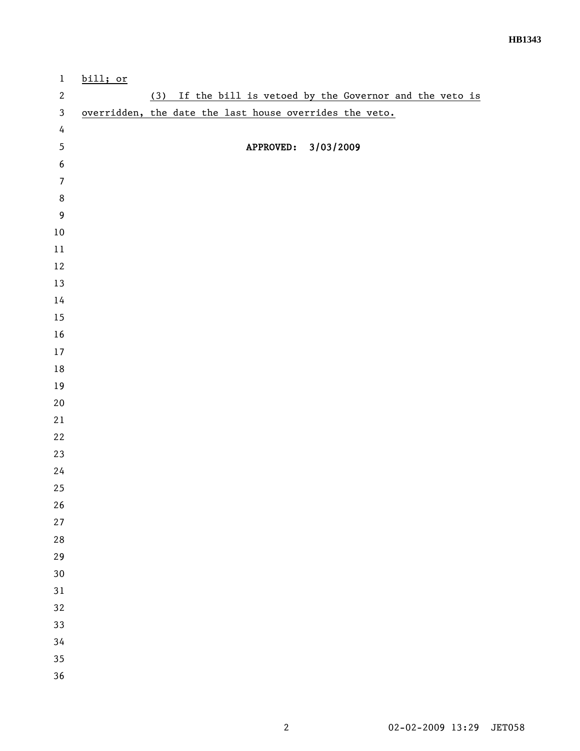bill; or

(3) If the bill is vetoed by the Governor and the veto is overridden, the date the last house overrides the veto.

**APPROVED: 3/03/2009**